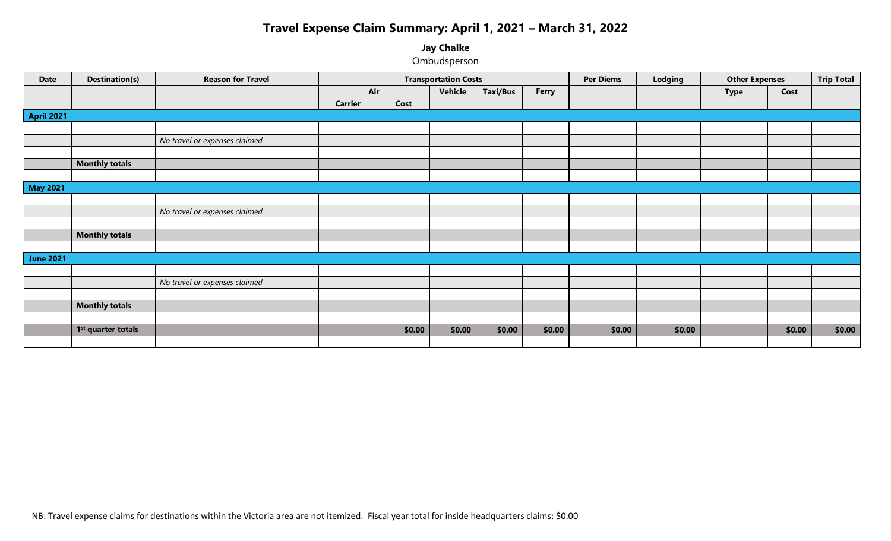# Travel Expense Claim Summary: April 1, 2021 – March 31, 2022

**Jay Chalke**

Ombudsperson

| Date | Destination(s) | Reason for Travel | Transportation Costs | | | | | Per Diems | Lodging | Other Expenses | | Trip Total |
|---|---|---|---|---|---|---|---|---|---|---|---|---|
| | | | Air | | Vehicle | Taxi/Bus | Ferry | | | Type | Cost | |
| | | | Carrier | Cost | | | | | | | | |
| **April 2021** | | | | | | | | | | | | |
| | | | | | | | | | | | | |
| | | *No travel or expenses claimed* | | | | | | | | | | |
| | | | | | | | | | | | | |
| | **Monthly totals** | | | | | | | | | | | |
| | | | | | | | | | | | | |
| **May 2021** | | | | | | | | | | | | |
| | | | | | | | | | | | | |
| | | *No travel or expenses claimed* | | | | | | | | | | |
| | | | | | | | | | | | | |
| | **Monthly totals** | | | | | | | | | | | |
| | | | | | | | | | | | | |
| **June 2021** | | | | | | | | | | | | |
| | | | | | | | | | | | | |
| | | *No travel or expenses claimed* | | | | | | | | | | |
| | | | | | | | | | | | | |
| | **Monthly totals** | | | | | | | | | | | |
| | | | | | | | | | | | | |
| | **1st quarter totals** | | | **$0.00** | **$0.00** | **$0.00** | **$0.00** | **$0.00** | **$0.00** | | **$0.00** | **$0.00** |
| | | | | | | | | | | | | |

NB: Travel expense claims for destinations within the Victoria area are not itemized. Fiscal year total for inside headquarters claims: $0.00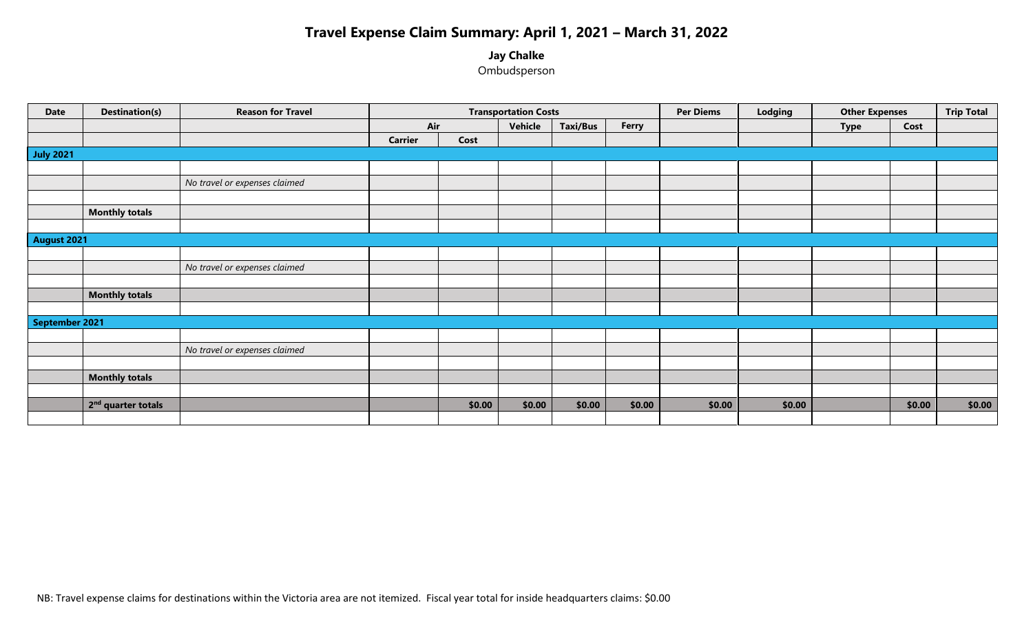# Travel Expense Claim Summary: April 1, 2021 – March 31, 2022

**Jay Chalke**

Ombudsperson

| Date | Destination(s) | Reason for Travel | Transportation Costs | | | | | Per Diems | Lodging | Other Expenses | | Trip Total |
|---|---|---|---|---|---|---|---|---|---|---|---|---|
| | | | Air | | Vehicle | Taxi/Bus | Ferry | | | Type | Cost | |
| | | | Carrier | Cost | | | | | | | | |
| **July 2021** | | | | | | | | | | | | |
| | | | | | | | | | | | | |
| | | *No travel or expenses claimed* | | | | | | | | | | |
| | | | | | | | | | | | | |
| | **Monthly totals** | | | | | | | | | | | |
| | | | | | | | | | | | | |
| **August 2021** | | | | | | | | | | | | |
| | | | | | | | | | | | | |
| | | *No travel or expenses claimed* | | | | | | | | | | |
| | | | | | | | | | | | | |
| | **Monthly totals** | | | | | | | | | | | |
| | | | | | | | | | | | | |
| **September 2021** | | | | | | | | | | | | |
| | | | | | | | | | | | | |
| | | *No travel or expenses claimed* | | | | | | | | | | |
| | | | | | | | | | | | | |
| | **Monthly totals** | | | | | | | | | | | |
| | | | | | | | | | | | | |
| | **2nd quarter totals** | | | **$0.00** | **$0.00** | **$0.00** | **$0.00** | **$0.00** | **$0.00** | | **$0.00** | **$0.00** |
| | | | | | | | | | | | | |

NB: Travel expense claims for destinations within the Victoria area are not itemized. Fiscal year total for inside headquarters claims: $0.00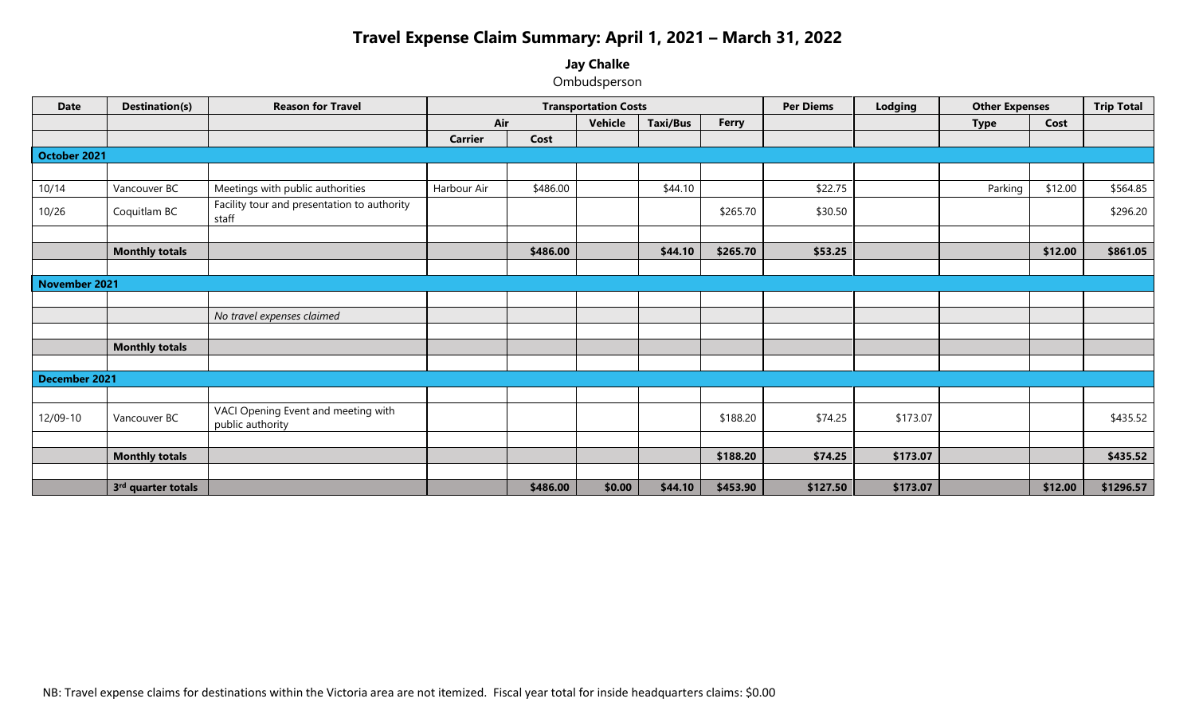# Travel Expense Claim Summary: April 1, 2021 – March 31, 2022

**Jay Chalke**

Ombudsperson

| Date | Destination(s) | Reason for Travel | Transportation Costs | | | | | Per Diems | Lodging | Other Expenses | | Trip Total |
|---|---|---|---|---|---|---|---|---|---|---|---|---|
| | | | Air | | Vehicle | Taxi/Bus | Ferry | | | Type | Cost | |
| | | | Carrier | Cost | | | | | | | | |
| **October 2021** | | | | | | | | | | | | |
| | | | | | | | | | | | | |
| 10/14 | Vancouver BC | Meetings with public authorities | Harbour Air | $486.00 | | $44.10 | | $22.75 | | Parking | $12.00 | $564.85 |
| 10/26 | Coquitlam BC | Facility tour and presentation to authority staff | | | | | $265.70 | $30.50 | | | | $296.20 |
| | | | | | | | | | | | | |
| | **Monthly totals** | | | **$486.00** | | **$44.10** | **$265.70** | **$53.25** | | | **$12.00** | **$861.05** |
| | | | | | | | | | | | | |
| **November 2021** | | | | | | | | | | | | |
| | | | | | | | | | | | | |
| | | *No travel expenses claimed* | | | | | | | | | | |
| | | | | | | | | | | | | |
| | **Monthly totals** | | | | | | | | | | | |
| | | | | | | | | | | | | |
| **December 2021** | | | | | | | | | | | | |
| | | | | | | | | | | | | |
| 12/09-10 | Vancouver BC | VACI Opening Event and meeting with public authority | | | | | $188.20 | $74.25 | $173.07 | | | $435.52 |
| | | | | | | | | | | | | |
| | **Monthly totals** | | | | | | **$188.20** | **$74.25** | **$173.07** | | | **$435.52** |
| | | | | | | | | | | | | |
| | **3rd quarter totals** | | | **$486.00** | **$0.00** | **$44.10** | **$453.90** | **$127.50** | **$173.07** | | **$12.00** | **$1296.57** |

NB: Travel expense claims for destinations within the Victoria area are not itemized. Fiscal year total for inside headquarters claims: $0.00